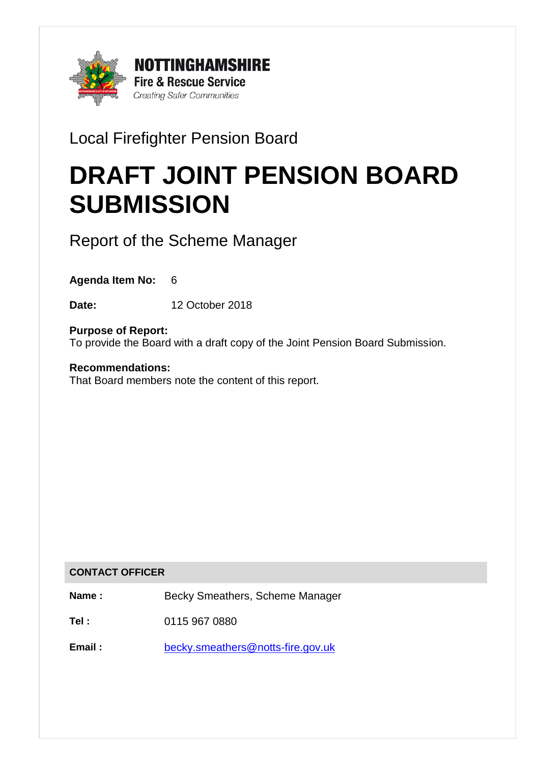**NOTTINGHAMSHIRE**
**Fire & Rescue Service**
*Creating Safer Communities*

Local Firefighter Pension Board

# DRAFT JOINT PENSION BOARD SUBMISSION

Report of the Scheme Manager

**Agenda Item No:** 6

**Date:** 12 October 2018

**Purpose of Report:**
To provide the Board with a draft copy of the Joint Pension Board Submission.

**Recommendations:**
That Board members note the content of this report.

| CONTACT OFFICER | |
|---|---|
| **Name :** | Becky Smeathers, Scheme Manager |
| **Tel :** | 0115 967 0880 |
| **Email :** | becky.smeathers@notts-fire.gov.uk |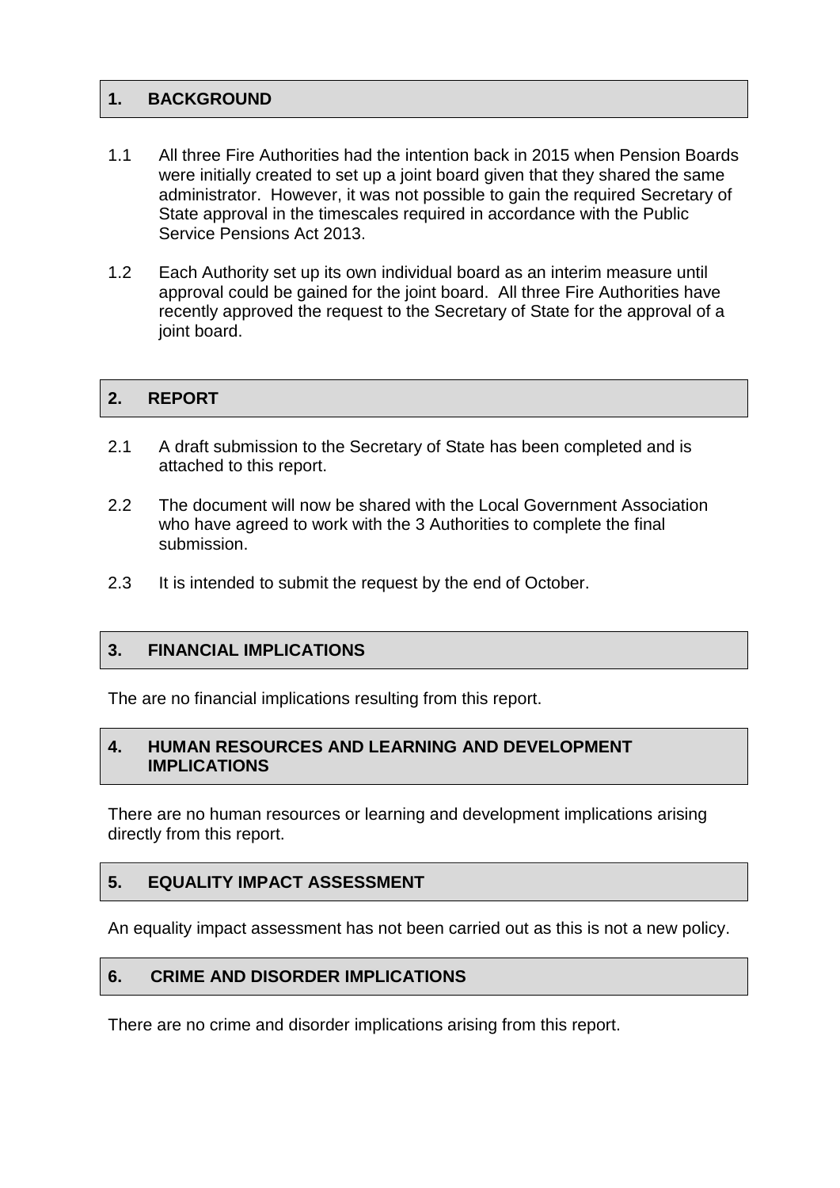## 1. BACKGROUND

1.1 All three Fire Authorities had the intention back in 2015 when Pension Boards were initially created to set up a joint board given that they shared the same administrator. However, it was not possible to gain the required Secretary of State approval in the timescales required in accordance with the Public Service Pensions Act 2013.

1.2 Each Authority set up its own individual board as an interim measure until approval could be gained for the joint board. All three Fire Authorities have recently approved the request to the Secretary of State for the approval of a joint board.

## 2. REPORT

2.1 A draft submission to the Secretary of State has been completed and is attached to this report.

2.2 The document will now be shared with the Local Government Association who have agreed to work with the 3 Authorities to complete the final submission.

2.3 It is intended to submit the request by the end of October.

## 3. FINANCIAL IMPLICATIONS

The are no financial implications resulting from this report.

## 4. HUMAN RESOURCES AND LEARNING AND DEVELOPMENT IMPLICATIONS

There are no human resources or learning and development implications arising directly from this report.

## 5. EQUALITY IMPACT ASSESSMENT

An equality impact assessment has not been carried out as this is not a new policy.

## 6. CRIME AND DISORDER IMPLICATIONS

There are no crime and disorder implications arising from this report.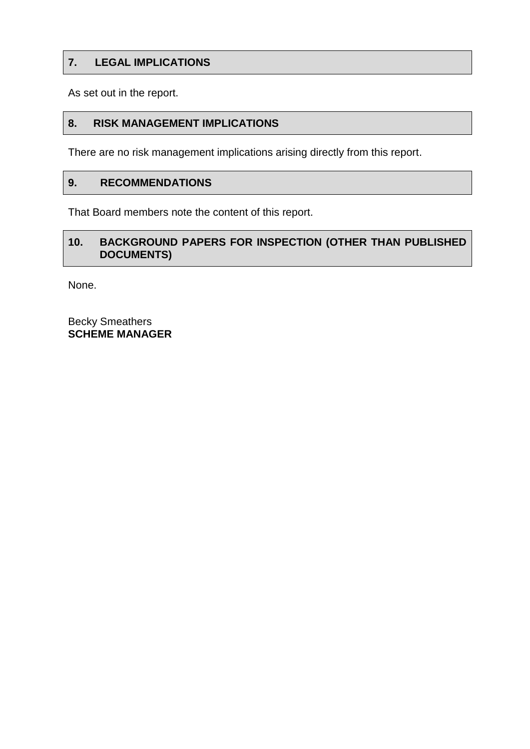## 7. LEGAL IMPLICATIONS

As set out in the report.

## 8. RISK MANAGEMENT IMPLICATIONS

There are no risk management implications arising directly from this report.

## 9. RECOMMENDATIONS

That Board members note the content of this report.

## 10. BACKGROUND PAPERS FOR INSPECTION (OTHER THAN PUBLISHED DOCUMENTS)

None.

Becky Smeathers
**SCHEME MANAGER**